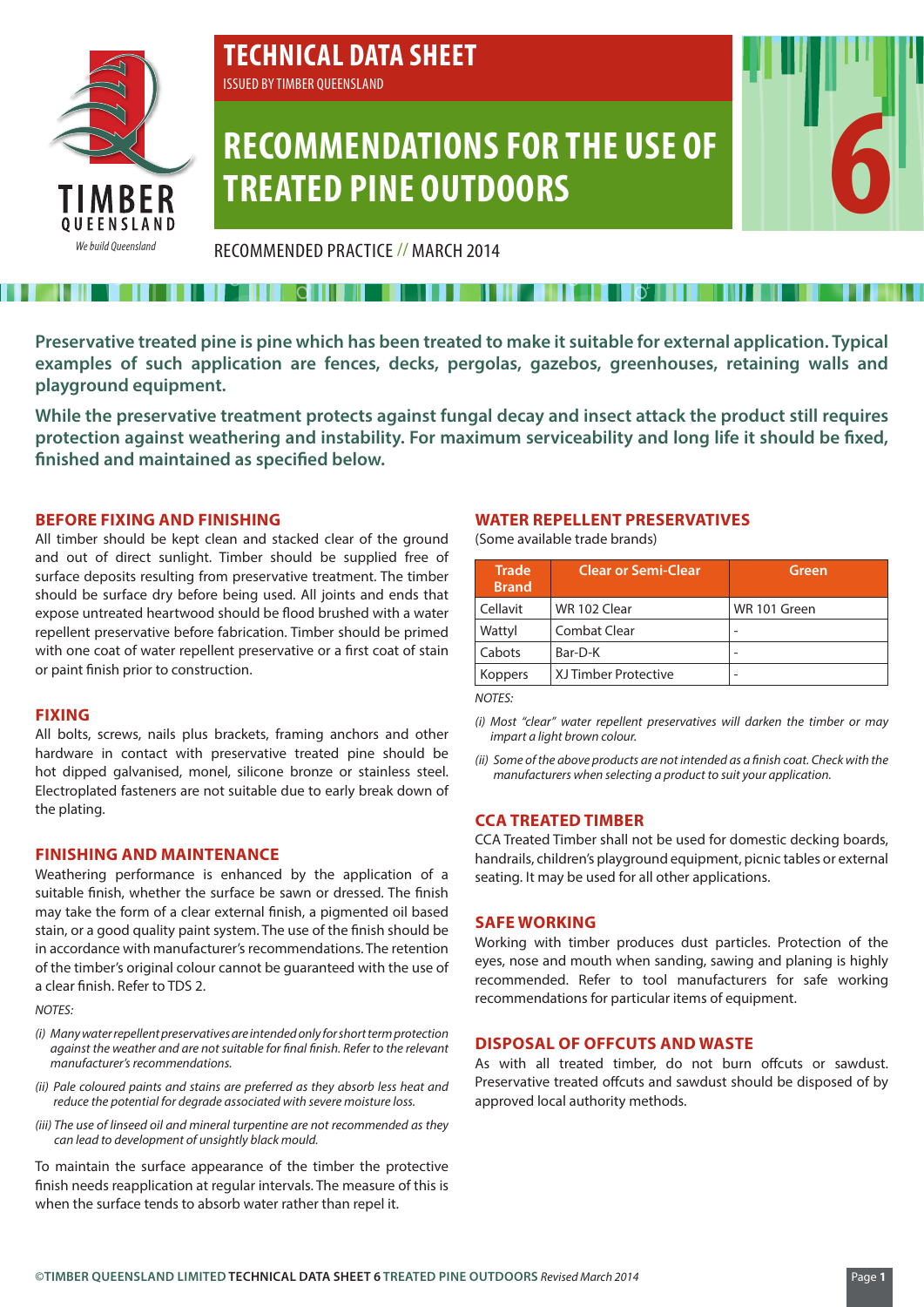# TECHNICAL DATA SHEET

ISSUED BY TIMBER QUEENSLAND

# RECOMMENDATIONS FOR THE USE OF TREATED PINE OUTDOORS

6

RECOMMENDED PRACTICE // MARCH 2014

**Preservative treated pine is pine which has been treated to make it suitable for external application. Typical examples of such application are fences, decks, pergolas, gazebos, greenhouses, retaining walls and playground equipment.**

**While the preservative treatment protects against fungal decay and insect attack the product still requires protection against weathering and instability. For maximum serviceability and long life it should be fixed, finished and maintained as specified below.**

## BEFORE FIXING AND FINISHING

All timber should be kept clean and stacked clear of the ground and out of direct sunlight. Timber should be supplied free of surface deposits resulting from preservative treatment. The timber should be surface dry before being used. All joints and ends that expose untreated heartwood should be flood brushed with a water repellent preservative before fabrication. Timber should be primed with one coat of water repellent preservative or a first coat of stain or paint finish prior to construction.

## FIXING

All bolts, screws, nails plus brackets, framing anchors and other hardware in contact with preservative treated pine should be hot dipped galvanised, monel, silicone bronze or stainless steel. Electroplated fasteners are not suitable due to early break down of the plating.

## FINISHING AND MAINTENANCE

Weathering performance is enhanced by the application of a suitable finish, whether the surface be sawn or dressed. The finish may take the form of a clear external finish, a pigmented oil based stain, or a good quality paint system. The use of the finish should be in accordance with manufacturer's recommendations. The retention of the timber's original colour cannot be guaranteed with the use of a clear finish. Refer to TDS 2.

*NOTES:*

*(i) Many water repellent preservatives are intended only for short term protection against the weather and are not suitable for final finish. Refer to the relevant manufacturer's recommendations.*

*(ii) Pale coloured paints and stains are preferred as they absorb less heat and reduce the potential for degrade associated with severe moisture loss.*

*(iii) The use of linseed oil and mineral turpentine are not recommended as they can lead to development of unsightly black mould.*

To maintain the surface appearance of the timber the protective finish needs reapplication at regular intervals. The measure of this is when the surface tends to absorb water rather than repel it.

## WATER REPELLENT PRESERVATIVES

(Some available trade brands)

| Trade Brand | Clear or Semi-Clear | Green |
|---|---|---|
| Cellavit | WR 102 Clear | WR 101 Green |
| Wattyl | Combat Clear | - |
| Cabots | Bar-D-K | - |
| Koppers | XJ Timber Protective | - |

*NOTES:*

*(i) Most "clear" water repellent preservatives will darken the timber or may impart a light brown colour.*

*(ii) Some of the above products are not intended as a finish coat. Check with the manufacturers when selecting a product to suit your application.*

## CCA TREATED TIMBER

CCA Treated Timber shall not be used for domestic decking boards, handrails, children's playground equipment, picnic tables or external seating. It may be used for all other applications.

## SAFE WORKING

Working with timber produces dust particles. Protection of the eyes, nose and mouth when sanding, sawing and planing is highly recommended. Refer to tool manufacturers for safe working recommendations for particular items of equipment.

## DISPOSAL OF OFFCUTS AND WASTE

As with all treated timber, do not burn offcuts or sawdust. Preservative treated offcuts and sawdust should be disposed of by approved local authority methods.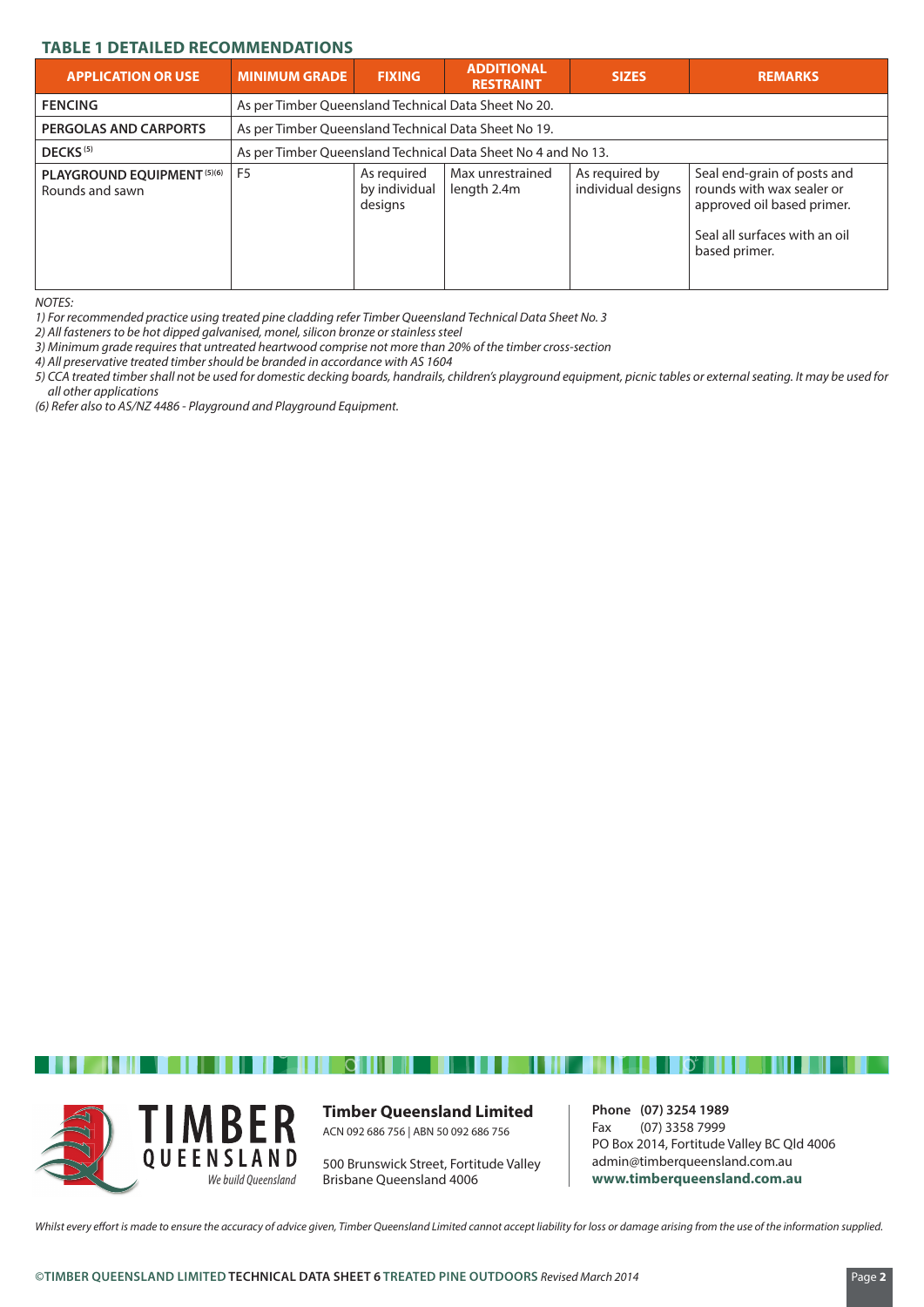### TABLE 1 DETAILED RECOMMENDATIONS

| APPLICATION OR USE | MINIMUM GRADE | FIXING | ADDITIONAL RESTRAINT | SIZES | REMARKS |
|---|---|---|---|---|---|
| **FENCING** | As per Timber Queensland Technical Data Sheet No 20. | | | | |
| **PERGOLAS AND CARPORTS** | As per Timber Queensland Technical Data Sheet No 19. | | | | |
| **DECKS** (5) | As per Timber Queensland Technical Data Sheet No 4 and No 13. | | | | |
| **PLAYGROUND EQUIPMENT** (5)(6) Rounds and sawn | F5 | As required by individual designs | Max unrestrained length 2.4m | As required by individual designs | Seal end-grain of posts and rounds with wax sealer or approved oil based primer. Seal all surfaces with an oil based primer. |

*NOTES:*

*1) For recommended practice using treated pine cladding refer Timber Queensland Technical Data Sheet No. 3*

*2) All fasteners to be hot dipped galvanised, monel, silicon bronze or stainless steel*

*3) Minimum grade requires that untreated heartwood comprise not more than 20% of the timber cross-section*

*4) All preservative treated timber should be branded in accordance with AS 1604*

*5) CCA treated timber shall not be used for domestic decking boards, handrails, children's playground equipment, picnic tables or external seating. It may be used for all other applications*

*(6) Refer also to AS/NZ 4486 - Playground and Playground Equipment.*

TIMBER QUEENSLAND
*We build Queensland*

**Timber Queensland Limited**
ACN 092 686 756 | ABN 50 092 686 756

500 Brunswick Street, Fortitude Valley
Brisbane Queensland 4006

**Phone (07) 3254 1989**
Fax (07) 3358 7999
PO Box 2014, Fortitude Valley BC Qld 4006
admin@timberqueensland.com.au
**www.timberqueensland.com.au**

*Whilst every effort is made to ensure the accuracy of advice given, Timber Queensland Limited cannot accept liability for loss or damage arising from the use of the information supplied.*

©TIMBER QUEENSLAND LIMITED **TECHNICAL DATA SHEET 6** TREATED PINE OUTDOORS *Revised March 2014*